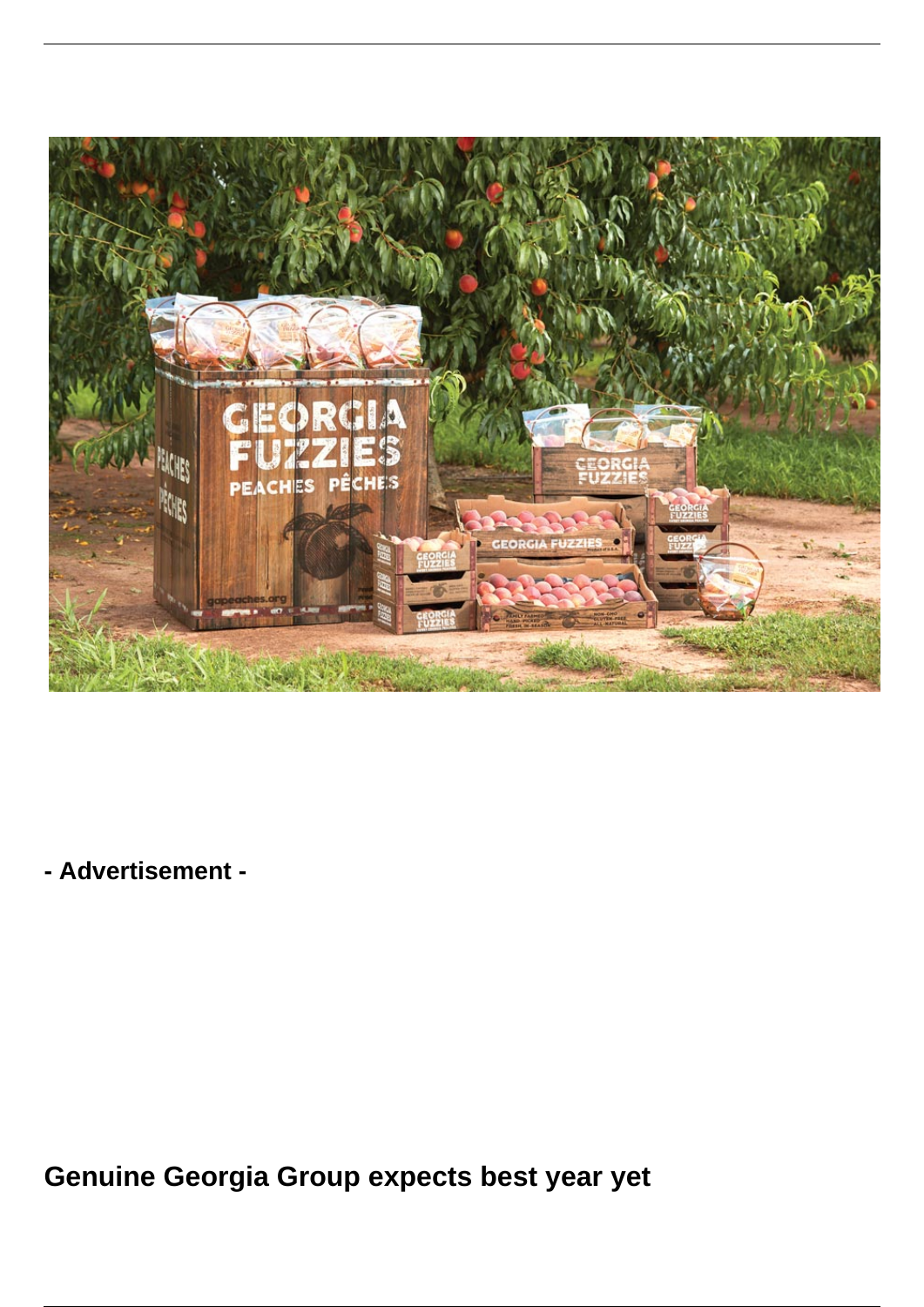- Advertisement -

## Genuine Georgia Group expects best year yet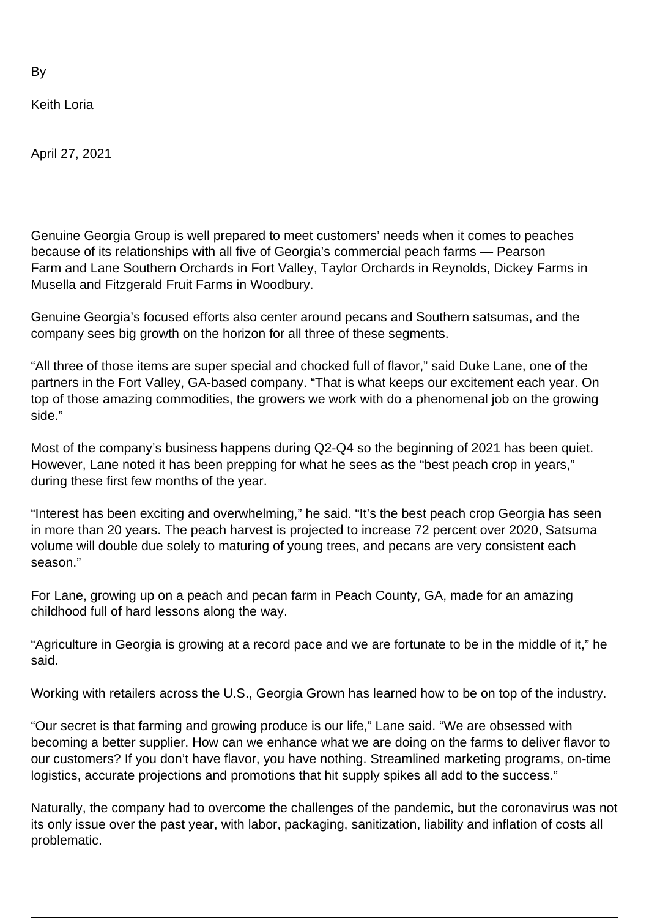By

Keith Loria

April 27, 2021

Genuine Georgia Group is well prepared to meet customers' needs when it comes to peaches because of its relationships with all five of Georgia's commercial peach farms — Pearson Farm and Lane Southern Orchards in Fort Valley, Taylor Orchards in Reynolds, Dickey Farms in Musella and Fitzgerald Fruit Farms in Woodbury.

Genuine Georgia's focused efforts also center around pecans and Southern satsumas, and the company sees big growth on the horizon for all three of these segments.

"All three of those items are super special and chocked full of flavor," said Duke Lane, one of the partners in the Fort Valley, GA-based company. "That is what keeps our excitement each year. On top of those amazing commodities, the growers we work with do a phenomenal job on the growing side."

Most of the company's business happens during Q2-Q4 so the beginning of 2021 has been quiet. However, Lane noted it has been prepping for what he sees as the "best peach crop in years," during these first few months of the year.

"Interest has been exciting and overwhelming," he said. "It's the best peach crop Georgia has seen in more than 20 years. The peach harvest is projected to increase 72 percent over 2020, Satsuma volume will double due solely to maturing of young trees, and pecans are very consistent each season."

For Lane, growing up on a peach and pecan farm in Peach County, GA, made for an amazing childhood full of hard lessons along the way.

"Agriculture in Georgia is growing at a record pace and we are fortunate to be in the middle of it," he said.

Working with retailers across the U.S., Georgia Grown has learned how to be on top of the industry.

"Our secret is that farming and growing produce is our life," Lane said. "We are obsessed with becoming a better supplier. How can we enhance what we are doing on the farms to deliver flavor to our customers? If you don't have flavor, you have nothing. Streamlined marketing programs, on-time logistics, accurate projections and promotions that hit supply spikes all add to the success."

Naturally, the company had to overcome the challenges of the pandemic, but the coronavirus was not its only issue over the past year, with labor, packaging, sanitization, liability and inflation of costs all problematic.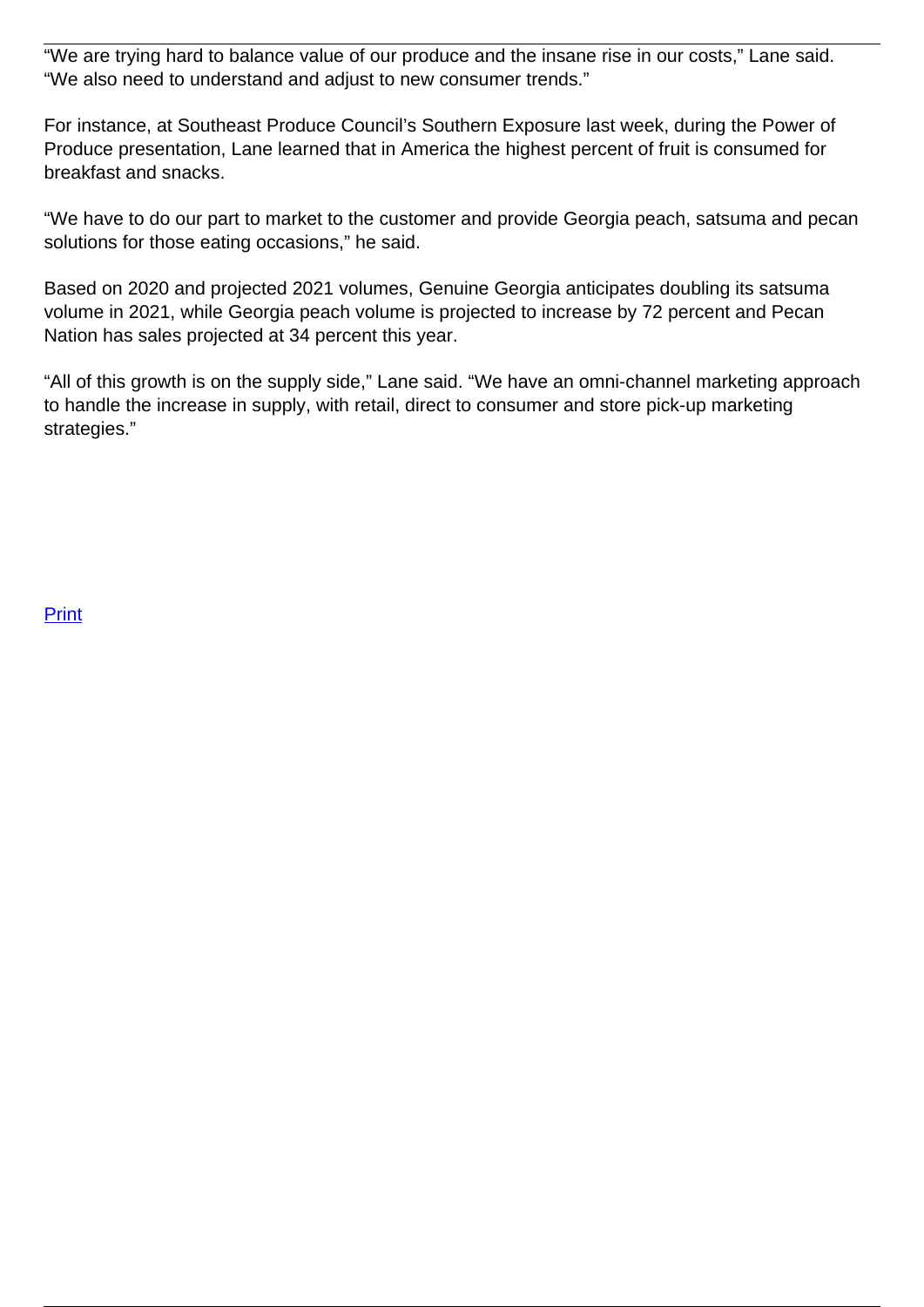"We are trying hard to balance value of our produce and the insane rise in our costs," Lane said. "We also need to understand and adjust to new consumer trends."

For instance, at Southeast Produce Council's Southern Exposure last week, during the Power of Produce presentation, Lane learned that in America the highest percent of fruit is consumed for breakfast and snacks.

"We have to do our part to market to the customer and provide Georgia peach, satsuma and pecan solutions for those eating occasions," he said.

Based on 2020 and projected 2021 volumes, Genuine Georgia anticipates doubling its satsuma volume in 2021, while Georgia peach volume is projected to increase by 72 percent and Pecan Nation has sales projected at 34 percent this year.

"All of this growth is on the supply side," Lane said. "We have an omni-channel marketing approach to handle the increase in supply, with retail, direct to consumer and store pick-up marketing strategies."

Print